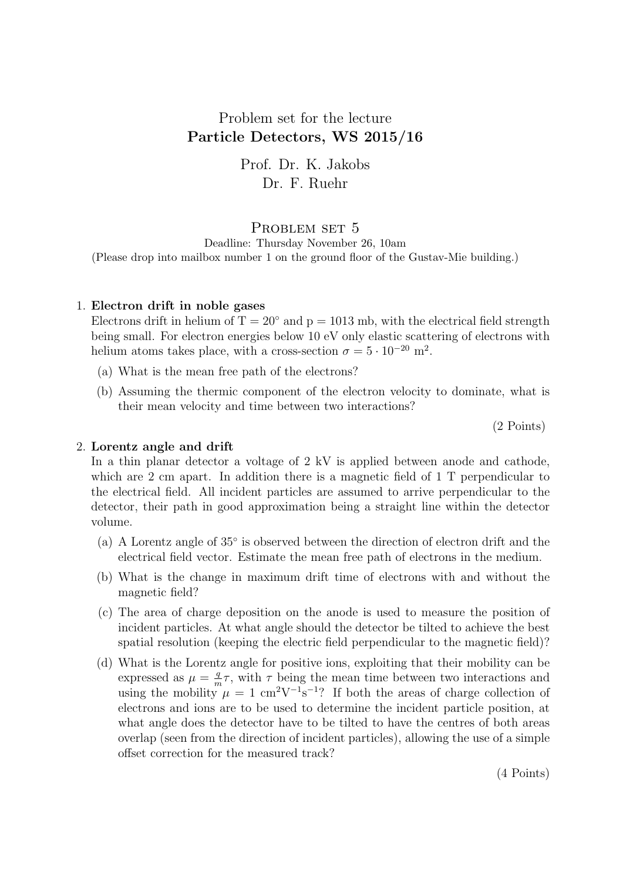Problem set for the lecture

**Particle Detectors, WS 2015/16**

Prof. Dr. K. Jakobs

Dr. F. Ruehr

# Problem set 5

Deadline: Thursday November 26, 10am

(Please drop into mailbox number 1 on the ground floor of the Gustav-Mie building.)

1. **Electron drift in noble gases**

   Electrons drift in helium of T = 20° and p = 1013 mb, with the electrical field strength being small. For electron energies below 10 eV only elastic scattering of electrons with helium atoms takes place, with a cross-section $\sigma = 5 \cdot 10^{-20}$ m$^2$.

   (a) What is the mean free path of the electrons?

   (b) Assuming the thermic component of the electron velocity to dominate, what is their mean velocity and time between two interactions?

   (2 Points)

2. **Lorentz angle and drift**

   In a thin planar detector a voltage of 2 kV is applied between anode and cathode, which are 2 cm apart. In addition there is a magnetic field of 1 T perpendicular to the electrical field. All incident particles are assumed to arrive perpendicular to the detector, their path in good approximation being a straight line within the detector volume.

   (a) A Lorentz angle of 35° is observed between the direction of electron drift and the electrical field vector. Estimate the mean free path of electrons in the medium.

   (b) What is the change in maximum drift time of electrons with and without the magnetic field?

   (c) The area of charge deposition on the anode is used to measure the position of incident particles. At what angle should the detector be tilted to achieve the best spatial resolution (keeping the electric field perpendicular to the magnetic field)?

   (d) What is the Lorentz angle for positive ions, exploiting that their mobility can be expressed as $\mu = \frac{q}{m}\tau$, with $\tau$ being the mean time between two interactions and using the mobility $\mu = 1$ cm$^2$V$^{-1}$s$^{-1}$? If both the areas of charge collection of electrons and ions are to be used to determine the incident particle position, at what angle does the detector have to be tilted to have the centres of both areas overlap (seen from the direction of incident particles), allowing the use of a simple offset correction for the measured track?

   (4 Points)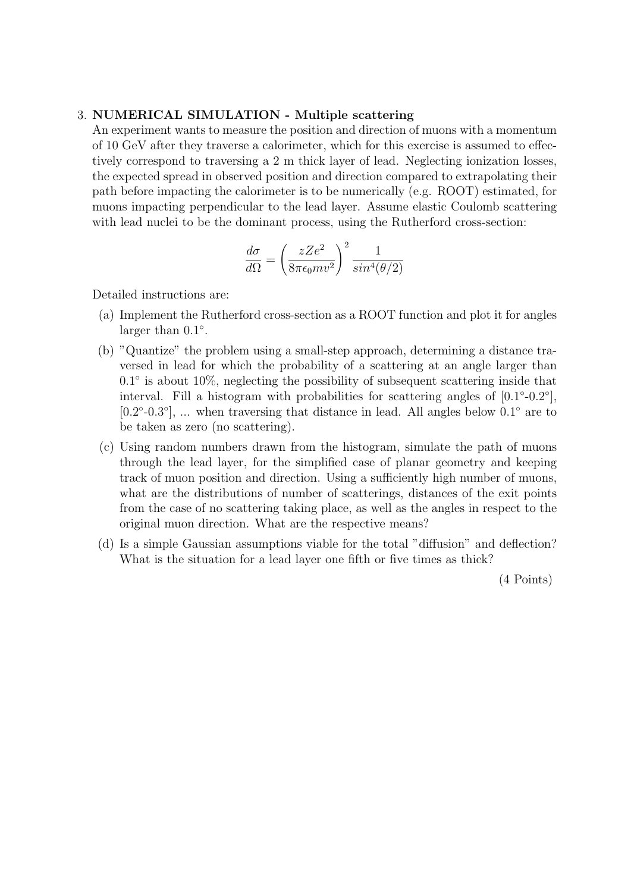3. **NUMERICAL SIMULATION - Multiple scattering**

An experiment wants to measure the position and direction of muons with a momentum of 10 GeV after they traverse a calorimeter, which for this exercise is assumed to effectively correspond to traversing a 2 m thick layer of lead. Neglecting ionization losses, the expected spread in observed position and direction compared to extrapolating their path before impacting the calorimeter is to be numerically (e.g. ROOT) estimated, for muons impacting perpendicular to the lead layer. Assume elastic Coulomb scattering with lead nuclei to be the dominant process, using the Rutherford cross-section:

$$\frac{d\sigma}{d\Omega} = \left(\frac{zZe^2}{8\pi\epsilon_0 mv^2}\right)^2 \frac{1}{sin^4(\theta/2)}$$

Detailed instructions are:

(a) Implement the Rutherford cross-section as a ROOT function and plot it for angles larger than $0.1°$.

(b) "Quantize" the problem using a small-step approach, determining a distance traversed in lead for which the probability of a scattering at an angle larger than $0.1°$ is about 10%, neglecting the possibility of subsequent scattering inside that interval. Fill a histogram with probabilities for scattering angles of [$0.1°$-$0.2°$], [$0.2°$-$0.3°$], ... when traversing that distance in lead. All angles below $0.1°$ are to be taken as zero (no scattering).

(c) Using random numbers drawn from the histogram, simulate the path of muons through the lead layer, for the simplified case of planar geometry and keeping track of muon position and direction. Using a sufficiently high number of muons, what are the distributions of number of scatterings, distances of the exit points from the case of no scattering taking place, as well as the angles in respect to the original muon direction. What are the respective means?

(d) Is a simple Gaussian assumptions viable for the total "diffusion" and deflection? What is the situation for a lead layer one fifth or five times as thick?

(4 Points)